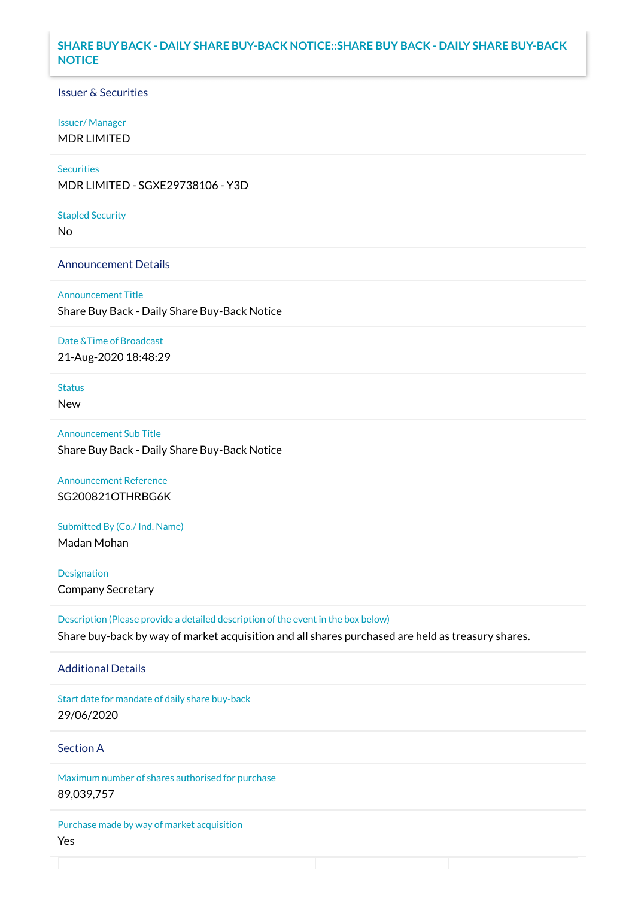## SHARE BUY BACK - DAILY SHARE BUY-BACK NOTICE::SHARE BUY BACK - DAILY SHARE BUY-BACK NOTICE

### Issuer & Securities

**Issuer/ Manager**
MDR LIMITED

**Securities**
MDR LIMITED - SGXE29738106 - Y3D

**Stapled Security**
No

### Announcement Details

**Announcement Title**
Share Buy Back - Daily Share Buy-Back Notice

**Date &Time of Broadcast**
21-Aug-2020 18:48:29

**Status**
New

**Announcement Sub Title**
Share Buy Back - Daily Share Buy-Back Notice

**Announcement Reference**
SG200821OTHRBG6K

**Submitted By (Co./ Ind. Name)**
Madan Mohan

**Designation**
Company Secretary

**Description (Please provide a detailed description of the event in the box below)**
Share buy-back by way of market acquisition and all shares purchased are held as treasury shares.

### Additional Details

**Start date for mandate of daily share buy-back**
29/06/2020

### Section A

**Maximum number of shares authorised for purchase**
89,039,757

**Purchase made by way of market acquisition**
Yes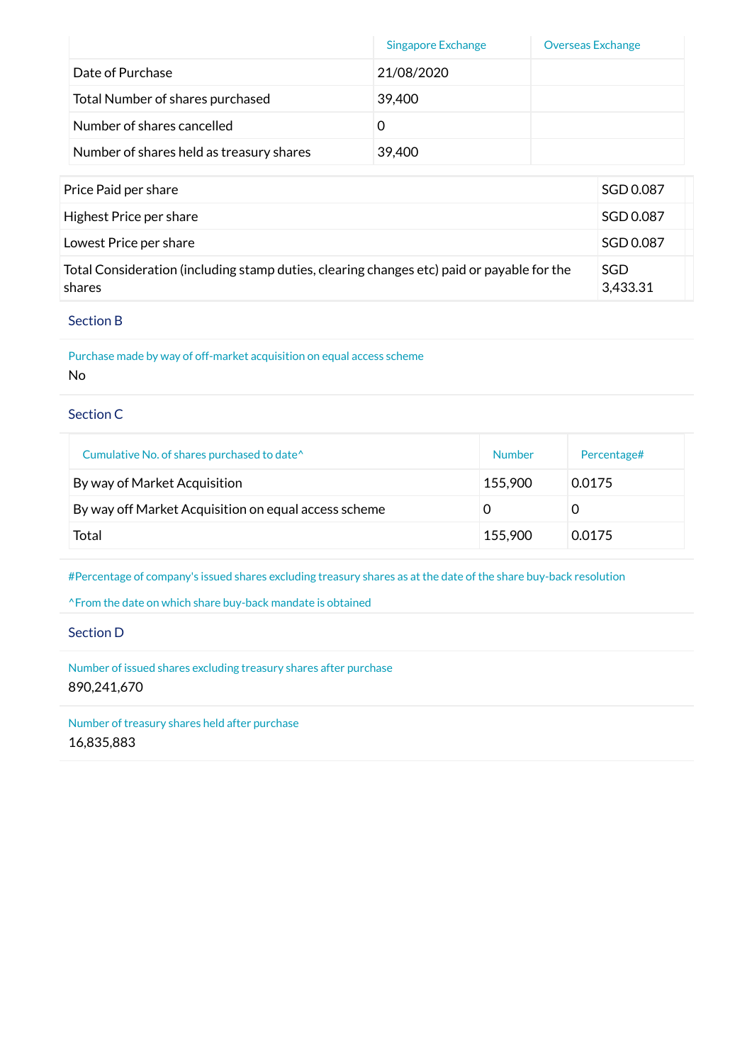| | Singapore Exchange | Overseas Exchange |
|---|---|---|
| Date of Purchase | 21/08/2020 | |
| Total Number of shares purchased | 39,400 | |
| Number of shares cancelled | 0 | |
| Number of shares held as treasury shares | 39,400 | |

| | |
|---|---|
| Price Paid per share | SGD 0.087 |
| Highest Price per share | SGD 0.087 |
| Lowest Price per share | SGD 0.087 |
| Total Consideration (including stamp duties, clearing changes etc) paid or payable for the shares | SGD 3,433.31 |

## Section B

Purchase made by way of off-market acquisition on equal access scheme

No

## Section C

| Cumulative No. of shares purchased to date^ | Number | Percentage# |
|---|---|---|
| By way of Market Acquisition | 155,900 | 0.0175 |
| By way off Market Acquisition on equal access scheme | 0 | 0 |
| Total | 155,900 | 0.0175 |

#Percentage of company's issued shares excluding treasury shares as at the date of the share buy-back resolution

^From the date on which share buy-back mandate is obtained

## Section D

Number of issued shares excluding treasury shares after purchase

890,241,670

Number of treasury shares held after purchase

16,835,883